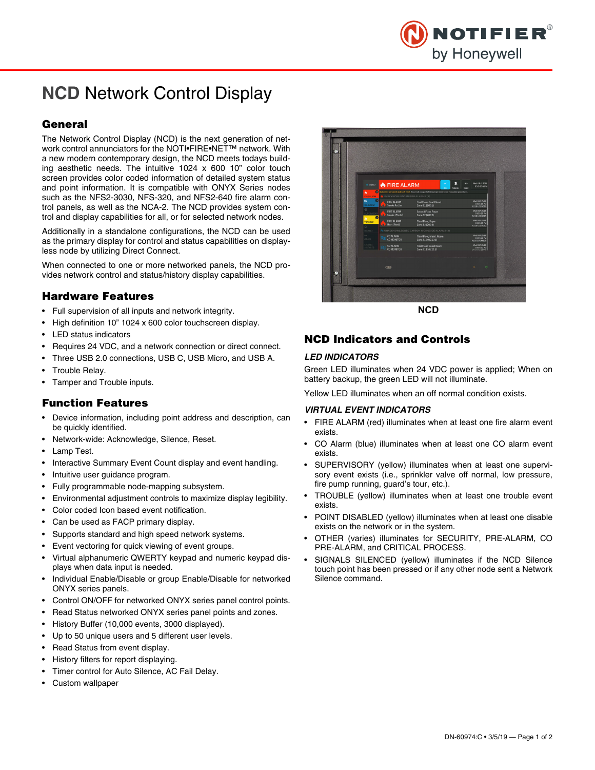# NCD Network Control Display

## General

The Network Control Display (NCD) is the next generation of network control annunciators for the NOTI•FIRE•NET™ network. With a new modern contemporary design, the NCD meets todays building aesthetic needs. The intuitive 1024 x 600 10" color touch screen provides color coded information of detailed system status and point information. It is compatible with ONYX Series nodes such as the NFS2-3030, NFS-320, and NFS2-640 fire alarm control panels, as well as the NCA-2. The NCD provides system control and display capabilities for all, or for selected network nodes.

Additionally in a standalone configurations, the NCD can be used as the primary display for control and status capabilities on displayless node by utilizing Direct Connect.

When connected to one or more networked panels, the NCD provides network control and status/history display capabilities.

## Hardware Features

- Full supervision of all inputs and network integrity.
- High definition 10" 1024 x 600 color touchscreen display.
- LED status indicators
- Requires 24 VDC, and a network connection or direct connect.
- Three USB 2.0 connections, USB C, USB Micro, and USB A.
- Trouble Relay.
- Tamper and Trouble inputs.

## Function Features

- Device information, including point address and description, can be quickly identified.
- Network-wide: Acknowledge, Silence, Reset.
- Lamp Test.
- Interactive Summary Event Count display and event handling.
- Intuitive user guidance program.
- Fully programmable node-mapping subsystem.
- Environmental adjustment controls to maximize display legibility.
- Color coded Icon based event notification.
- Can be used as FACP primary display.
- Supports standard and high speed network systems.
- Event vectoring for quick viewing of event groups.
- Virtual alphanumeric QWERTY keypad and numeric keypad displays when data input is needed.
- Individual Enable/Disable or group Enable/Disable for networked ONYX series panels.
- Control ON/OFF for networked ONYX series panel control points.
- Read Status networked ONYX series panel points and zones.
- History Buffer (10,000 events, 3000 displayed).
- Up to 50 unique users and 5 different user levels.
- Read Status from event display.
- History filters for report displaying.
- Timer control for Auto Silence, AC Fail Delay.
- Custom wallpaper

**NCD**

## NCD Indicators and Controls

### *LED INDICATORS*

Green LED illuminates when 24 VDC power is applied; When on battery backup, the green LED will not illuminate.

Yellow LED illuminates when an off normal condition exists.

### *VIRTUAL EVENT INDICATORS*

- FIRE ALARM (red) illuminates when at least one fire alarm event exists.
- CO Alarm (blue) illuminates when at least one CO alarm event exists.
- SUPERVISORY (yellow) illuminates when at least one supervisory event exists (i.e., sprinkler valve off normal, low pressure, fire pump running, guard's tour, etc.).
- TROUBLE (yellow) illuminates when at least one trouble event exists.
- POINT DISABLED (yellow) illuminates when at least one disable exists on the network or in the system.
- OTHER (varies) illuminates for SECURITY, PRE-ALARM, CO PRE-ALARM, and CRITICAL PROCESS.
- SIGNALS SILENCED (yellow) illuminates if the NCD Silence touch point has been pressed or if any other node sent a Network Silence command.

DN-60974:C • 3/5/19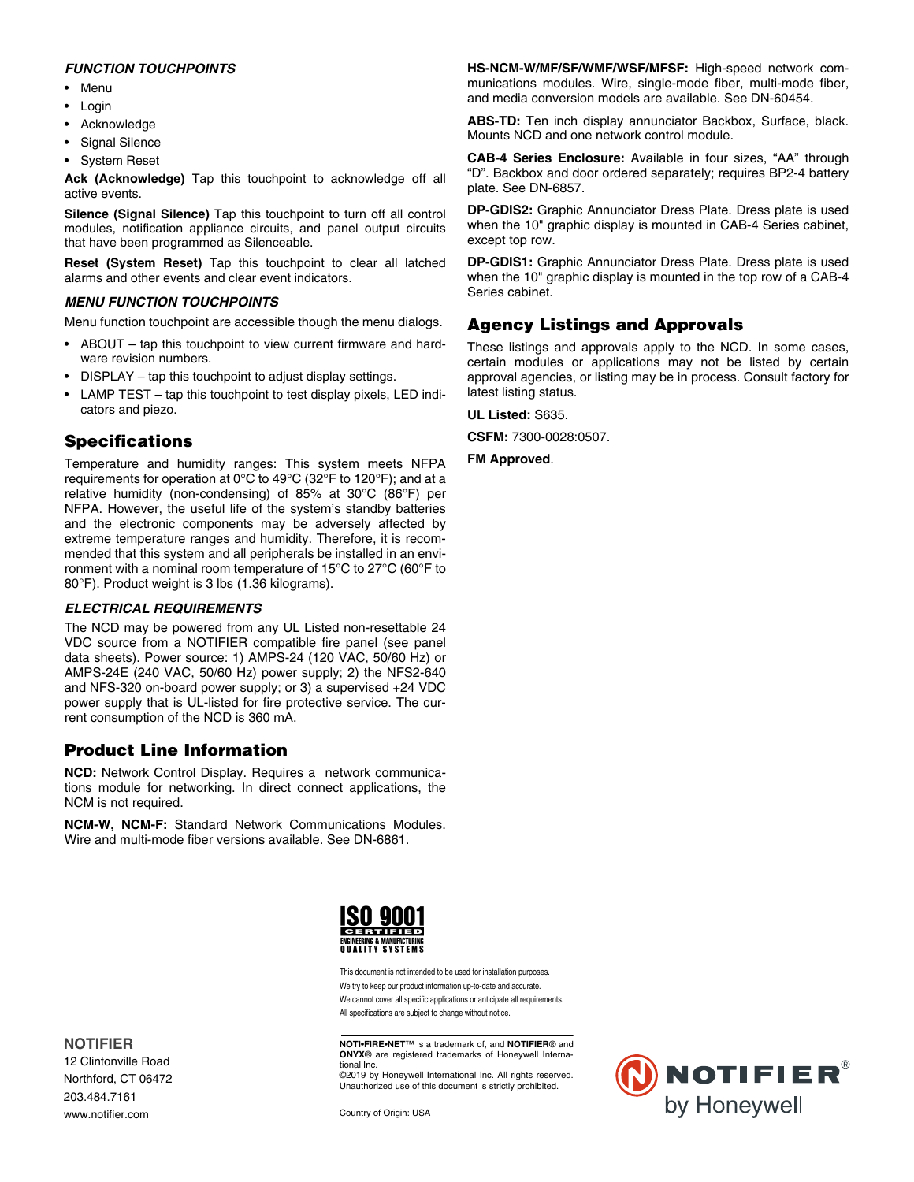#### *FUNCTION TOUCHPOINTS*

- Menu
- Login
- Acknowledge
- Signal Silence
- System Reset

**Ack (Acknowledge)** Tap this touchpoint to acknowledge off all active events.

**Silence (Signal Silence)** Tap this touchpoint to turn off all control modules, notification appliance circuits, and panel output circuits that have been programmed as Silenceable.

**Reset (System Reset)** Tap this touchpoint to clear all latched alarms and other events and clear event indicators.

#### *MENU FUNCTION TOUCHPOINTS*

Menu function touchpoint are accessible though the menu dialogs.

- ABOUT – tap this touchpoint to view current firmware and hardware revision numbers.
- DISPLAY – tap this touchpoint to adjust display settings.
- LAMP TEST – tap this touchpoint to test display pixels, LED indicators and piezo.

## Specifications

Temperature and humidity ranges: This system meets NFPA requirements for operation at 0°C to 49°C (32°F to 120°F); and at a relative humidity (non-condensing) of 85% at 30°C (86°F) per NFPA. However, the useful life of the system's standby batteries and the electronic components may be adversely affected by extreme temperature ranges and humidity. Therefore, it is recommended that this system and all peripherals be installed in an environment with a nominal room temperature of 15°C to 27°C (60°F to 80°F). Product weight is 3 lbs (1.36 kilograms).

#### *ELECTRICAL REQUIREMENTS*

The NCD may be powered from any UL Listed non-resettable 24 VDC source from a NOTIFIER compatible fire panel (see panel data sheets). Power source: 1) AMPS-24 (120 VAC, 50/60 Hz) or AMPS-24E (240 VAC, 50/60 Hz) power supply; 2) the NFS2-640 and NFS-320 on-board power supply; or 3) a supervised +24 VDC power supply that is UL-listed for fire protective service. The current consumption of the NCD is 360 mA.

## Product Line Information

**NCD:** Network Control Display. Requires a network communications module for networking. In direct connect applications, the NCM is not required.

**NCM-W, NCM-F:** Standard Network Communications Modules. Wire and multi-mode fiber versions available. See DN-6861.

**HS-NCM-W/MF/SF/WMF/WSF/MFSF:** High-speed network communications modules. Wire, single-mode fiber, multi-mode fiber, and media conversion models are available. See DN-60454.

**ABS-TD:** Ten inch display annunciator Backbox, Surface, black. Mounts NCD and one network control module.

**CAB-4 Series Enclosure:** Available in four sizes, "AA" through "D". Backbox and door ordered separately; requires BP2-4 battery plate. See DN-6857.

**DP-GDIS2:** Graphic Annunciator Dress Plate. Dress plate is used when the 10" graphic display is mounted in CAB-4 Series cabinet, except top row.

**DP-GDIS1:** Graphic Annunciator Dress Plate. Dress plate is used when the 10" graphic display is mounted in the top row of a CAB-4 Series cabinet.

## Agency Listings and Approvals

These listings and approvals apply to the NCD. In some cases, certain modules or applications may not be listed by certain approval agencies, or listing may be in process. Consult factory for latest listing status.

**UL Listed:** S635.

**CSFM:** 7300-0028:0507.

**FM Approved**.

ISO 9001 CERTIFIED ENGINEERING & MANUFACTURING QUALITY SYSTEMS

This document is not intended to be used for installation purposes.
We try to keep our product information up-to-date and accurate.
We cannot cover all specific applications or anticipate all requirements.
All specifications are subject to change without notice.

**NOTI•FIRE•NET**™ is a trademark of, and **NOTIFIER**® and **ONYX**® are registered trademarks of Honeywell International Inc.
©2019 by Honeywell International Inc. All rights reserved. Unauthorized use of this document is strictly prohibited.

Country of Origin: USA

**NOTIFIER**
12 Clintonville Road
Northford, CT 06472
203.484.7161
www.notifier.com

NOTIFIER® by Honeywell